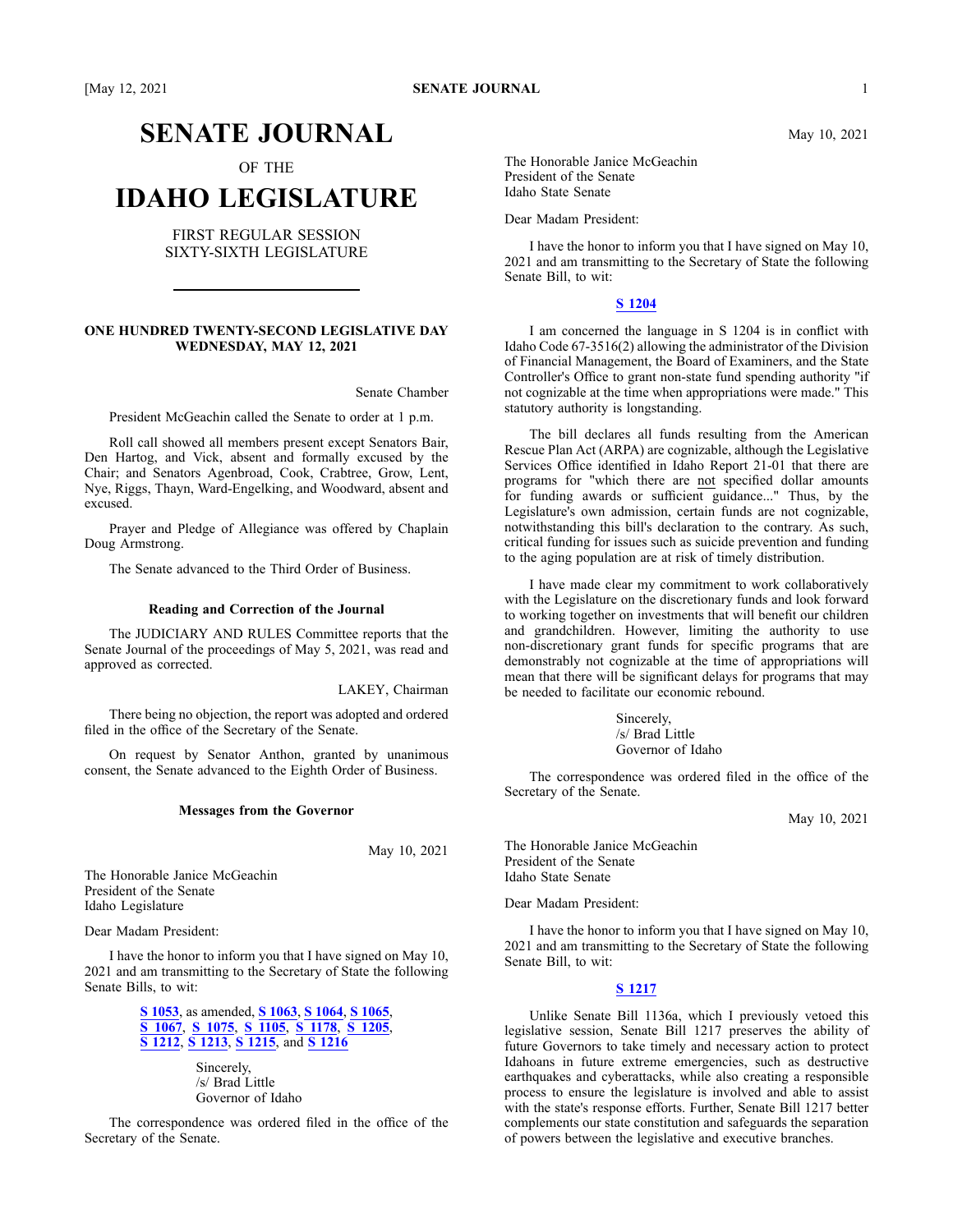# SENATE JOURNAL

OF THE

# IDAHO LEGISLATURE

FIRST REGULAR SESSION
SIXTY-SIXTH LEGISLATURE

**ONE HUNDRED TWENTY-SECOND LEGISLATIVE DAY**
**WEDNESDAY, MAY 12, 2021**

Senate Chamber

President McGeachin called the Senate to order at 1 p.m.

Roll call showed all members present except Senators Bair, Den Hartog, and Vick, absent and formally excused by the Chair; and Senators Agenbroad, Cook, Crabtree, Grow, Lent, Nye, Riggs, Thayn, Ward-Engelking, and Woodward, absent and excused.

Prayer and Pledge of Allegiance was offered by Chaplain Doug Armstrong.

The Senate advanced to the Third Order of Business.

**Reading and Correction of the Journal**

The JUDICIARY AND RULES Committee reports that the Senate Journal of the proceedings of May 5, 2021, was read and approved as corrected.

LAKEY, Chairman

There being no objection, the report was adopted and ordered filed in the office of the Secretary of the Senate.

On request by Senator Anthon, granted by unanimous consent, the Senate advanced to the Eighth Order of Business.

**Messages from the Governor**

May 10, 2021

The Honorable Janice McGeachin
President of the Senate
Idaho Legislature

Dear Madam President:

I have the honor to inform you that I have signed on May 10, 2021 and am transmitting to the Secretary of State the following Senate Bills, to wit:

**S 1053**, as amended, **S 1063**, **S 1064**, **S 1065**, **S 1067**, **S 1075**, **S 1105**, **S 1178**, **S 1205**, **S 1212**, **S 1213**, **S 1215**, and **S 1216**

Sincerely,
/s/ Brad Little
Governor of Idaho

The correspondence was ordered filed in the office of the Secretary of the Senate.

May 10, 2021

The Honorable Janice McGeachin
President of the Senate
Idaho State Senate

Dear Madam President:

I have the honor to inform you that I have signed on May 10, 2021 and am transmitting to the Secretary of State the following Senate Bill, to wit:

**S 1204**

I am concerned the language in S 1204 is in conflict with Idaho Code 67-3516(2) allowing the administrator of the Division of Financial Management, the Board of Examiners, and the State Controller's Office to grant non-state fund spending authority "if not cognizable at the time when appropriations were made." This statutory authority is longstanding.

The bill declares all funds resulting from the American Rescue Plan Act (ARPA) are cognizable, although the Legislative Services Office identified in Idaho Report 21-01 that there are programs for "which there are not specified dollar amounts for funding awards or sufficient guidance..." Thus, by the Legislature's own admission, certain funds are not cognizable, notwithstanding this bill's declaration to the contrary. As such, critical funding for issues such as suicide prevention and funding to the aging population are at risk of timely distribution.

I have made clear my commitment to work collaboratively with the Legislature on the discretionary funds and look forward to working together on investments that will benefit our children and grandchildren. However, limiting the authority to use non-discretionary grant funds for specific programs that are demonstrably not cognizable at the time of appropriations will mean that there will be significant delays for programs that may be needed to facilitate our economic rebound.

Sincerely,
/s/ Brad Little
Governor of Idaho

The correspondence was ordered filed in the office of the Secretary of the Senate.

May 10, 2021

The Honorable Janice McGeachin
President of the Senate
Idaho State Senate

Dear Madam President:

I have the honor to inform you that I have signed on May 10, 2021 and am transmitting to the Secretary of State the following Senate Bill, to wit:

**S 1217**

Unlike Senate Bill 1136a, which I previously vetoed this legislative session, Senate Bill 1217 preserves the ability of future Governors to take timely and necessary action to protect Idahoans in future extreme emergencies, such as destructive earthquakes and cyberattacks, while also creating a responsible process to ensure the legislature is involved and able to assist with the state's response efforts. Further, Senate Bill 1217 better complements our state constitution and safeguards the separation of powers between the legislative and executive branches.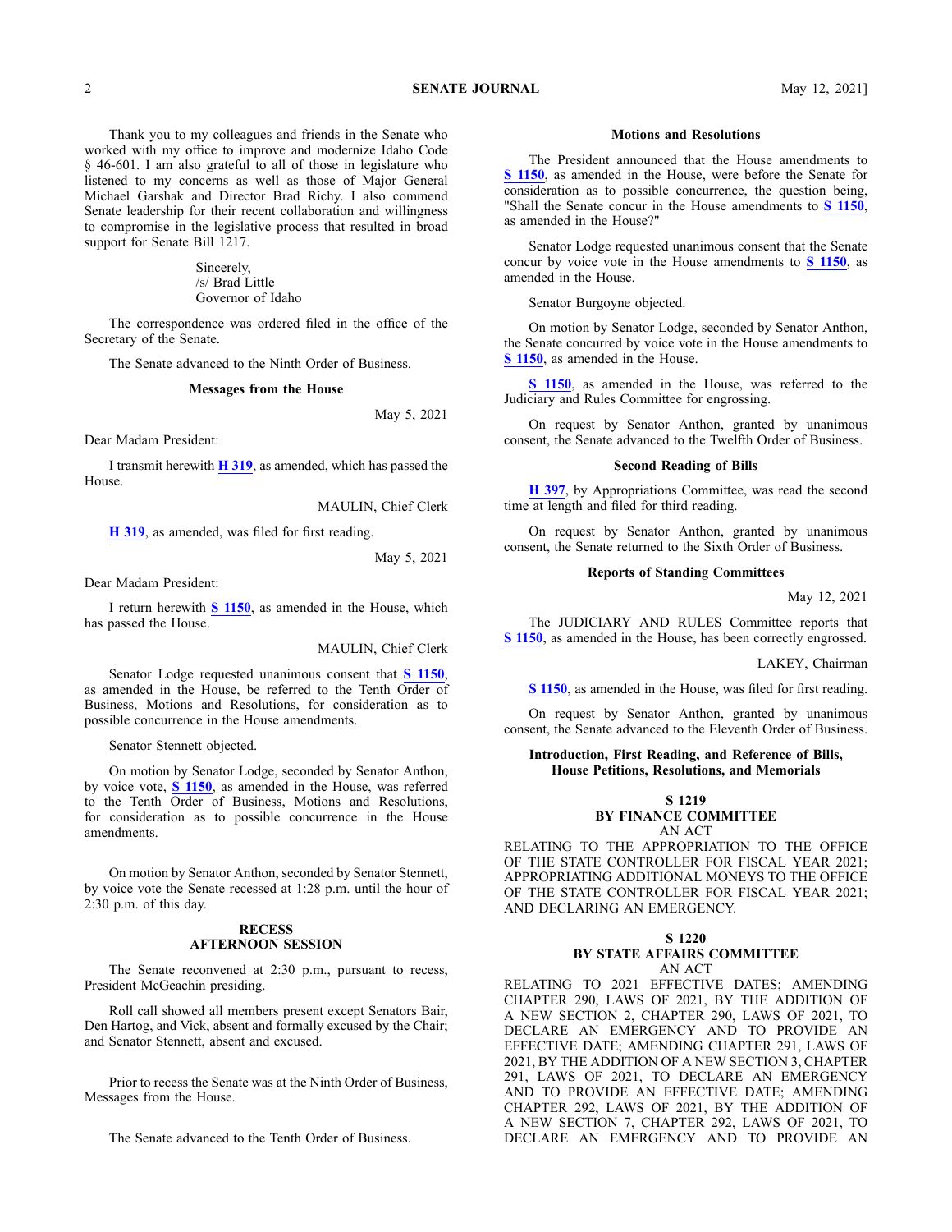Thank you to my colleagues and friends in the Senate who worked with my office to improve and modernize Idaho Code § 46-601. I am also grateful to all of those in legislature who listened to my concerns as well as those of Major General Michael Garshak and Director Brad Richy. I also commend Senate leadership for their recent collaboration and willingness to compromise in the legislative process that resulted in broad support for Senate Bill 1217.

Sincerely,
/s/ Brad Little
Governor of Idaho

The correspondence was ordered filed in the office of the Secretary of the Senate.

The Senate advanced to the Ninth Order of Business.

### Messages from the House

May 5, 2021

Dear Madam President:

I transmit herewith **H 319**, as amended, which has passed the House.

MAULIN, Chief Clerk

**H 319**, as amended, was filed for first reading.

May 5, 2021

Dear Madam President:

I return herewith **S 1150**, as amended in the House, which has passed the House.

MAULIN, Chief Clerk

Senator Lodge requested unanimous consent that **S 1150**, as amended in the House, be referred to the Tenth Order of Business, Motions and Resolutions, for consideration as to possible concurrence in the House amendments.

Senator Stennett objected.

On motion by Senator Lodge, seconded by Senator Anthon, by voice vote, **S 1150**, as amended in the House, was referred to the Tenth Order of Business, Motions and Resolutions, for consideration as to possible concurrence in the House amendments.

On motion by Senator Anthon, seconded by Senator Stennett, by voice vote the Senate recessed at 1:28 p.m. until the hour of 2:30 p.m. of this day.

### RECESS
### AFTERNOON SESSION

The Senate reconvened at 2:30 p.m., pursuant to recess, President McGeachin presiding.

Roll call showed all members present except Senators Bair, Den Hartog, and Vick, absent and formally excused by the Chair; and Senator Stennett, absent and excused.

Prior to recess the Senate was at the Ninth Order of Business, Messages from the House.

The Senate advanced to the Tenth Order of Business.

### Motions and Resolutions

The President announced that the House amendments to **S 1150**, as amended in the House, were before the Senate for consideration as to possible concurrence, the question being, "Shall the Senate concur in the House amendments to **S 1150**, as amended in the House?"

Senator Lodge requested unanimous consent that the Senate concur by voice vote in the House amendments to **S 1150**, as amended in the House.

Senator Burgoyne objected.

On motion by Senator Lodge, seconded by Senator Anthon, the Senate concurred by voice vote in the House amendments to **S 1150**, as amended in the House.

**S 1150**, as amended in the House, was referred to the Judiciary and Rules Committee for engrossing.

On request by Senator Anthon, granted by unanimous consent, the Senate advanced to the Twelfth Order of Business.

### Second Reading of Bills

**H 397**, by Appropriations Committee, was read the second time at length and filed for third reading.

On request by Senator Anthon, granted by unanimous consent, the Senate returned to the Sixth Order of Business.

### Reports of Standing Committees

May 12, 2021

The JUDICIARY AND RULES Committee reports that **S 1150**, as amended in the House, has been correctly engrossed.

LAKEY, Chairman

**S 1150**, as amended in the House, was filed for first reading.

On request by Senator Anthon, granted by unanimous consent, the Senate advanced to the Eleventh Order of Business.

### Introduction, First Reading, and Reference of Bills, House Petitions, Resolutions, and Memorials

**S 1219**
**BY FINANCE COMMITTEE**
AN ACT
RELATING TO THE APPROPRIATION TO THE OFFICE OF THE STATE CONTROLLER FOR FISCAL YEAR 2021; APPROPRIATING ADDITIONAL MONEYS TO THE OFFICE OF THE STATE CONTROLLER FOR FISCAL YEAR 2021; AND DECLARING AN EMERGENCY.

**S 1220**
**BY STATE AFFAIRS COMMITTEE**
AN ACT
RELATING TO 2021 EFFECTIVE DATES; AMENDING CHAPTER 290, LAWS OF 2021, BY THE ADDITION OF A NEW SECTION 2, CHAPTER 290, LAWS OF 2021, TO DECLARE AN EMERGENCY AND TO PROVIDE AN EFFECTIVE DATE; AMENDING CHAPTER 291, LAWS OF 2021, BY THE ADDITION OF A NEW SECTION 3, CHAPTER 291, LAWS OF 2021, TO DECLARE AN EMERGENCY AND TO PROVIDE AN EFFECTIVE DATE; AMENDING CHAPTER 292, LAWS OF 2021, BY THE ADDITION OF A NEW SECTION 7, CHAPTER 292, LAWS OF 2021, TO DECLARE AN EMERGENCY AND TO PROVIDE AN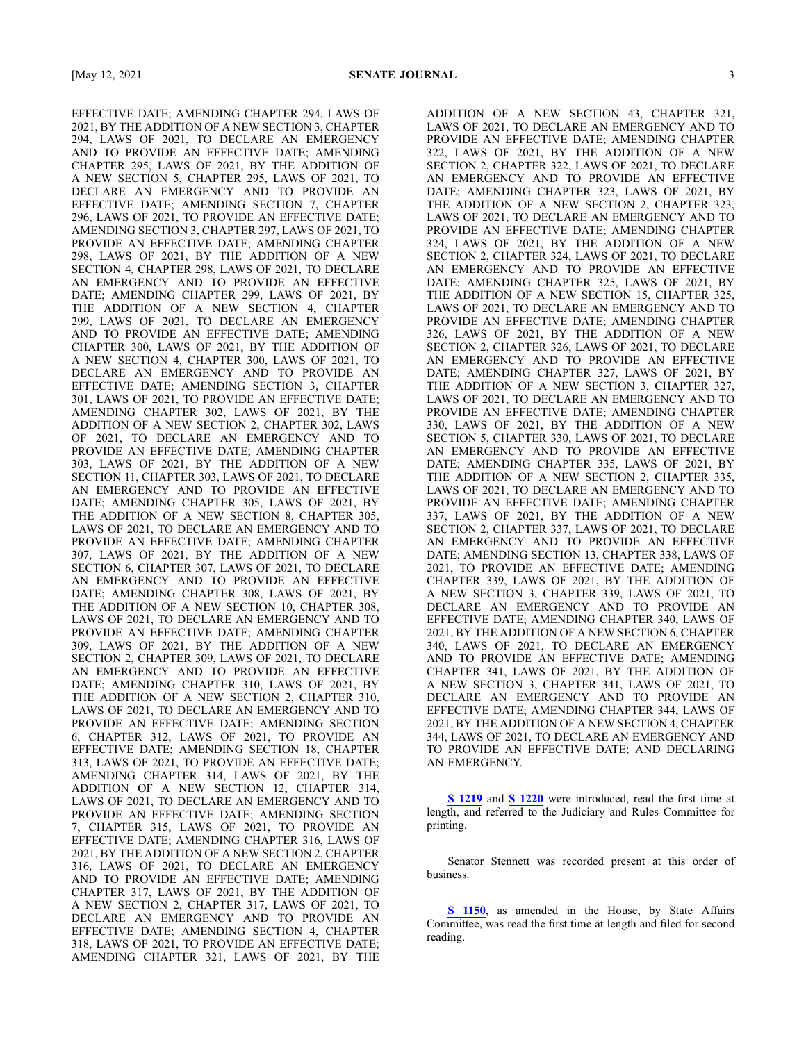EFFECTIVE DATE; AMENDING CHAPTER 294, LAWS OF 2021, BY THE ADDITION OF A NEW SECTION 3, CHAPTER 294, LAWS OF 2021, TO DECLARE AN EMERGENCY AND TO PROVIDE AN EFFECTIVE DATE; AMENDING CHAPTER 295, LAWS OF 2021, BY THE ADDITION OF A NEW SECTION 5, CHAPTER 295, LAWS OF 2021, TO DECLARE AN EMERGENCY AND TO PROVIDE AN EFFECTIVE DATE; AMENDING SECTION 7, CHAPTER 296, LAWS OF 2021, TO PROVIDE AN EFFECTIVE DATE; AMENDING SECTION 3, CHAPTER 297, LAWS OF 2021, TO PROVIDE AN EFFECTIVE DATE; AMENDING CHAPTER 298, LAWS OF 2021, BY THE ADDITION OF A NEW SECTION 4, CHAPTER 298, LAWS OF 2021, TO DECLARE AN EMERGENCY AND TO PROVIDE AN EFFECTIVE DATE; AMENDING CHAPTER 299, LAWS OF 2021, BY THE ADDITION OF A NEW SECTION 4, CHAPTER 299, LAWS OF 2021, TO DECLARE AN EMERGENCY AND TO PROVIDE AN EFFECTIVE DATE; AMENDING CHAPTER 300, LAWS OF 2021, BY THE ADDITION OF A NEW SECTION 4, CHAPTER 300, LAWS OF 2021, TO DECLARE AN EMERGENCY AND TO PROVIDE AN EFFECTIVE DATE; AMENDING SECTION 3, CHAPTER 301, LAWS OF 2021, TO PROVIDE AN EFFECTIVE DATE; AMENDING CHAPTER 302, LAWS OF 2021, BY THE ADDITION OF A NEW SECTION 2, CHAPTER 302, LAWS OF 2021, TO DECLARE AN EMERGENCY AND TO PROVIDE AN EFFECTIVE DATE; AMENDING CHAPTER 303, LAWS OF 2021, BY THE ADDITION OF A NEW SECTION 11, CHAPTER 303, LAWS OF 2021, TO DECLARE AN EMERGENCY AND TO PROVIDE AN EFFECTIVE DATE; AMENDING CHAPTER 305, LAWS OF 2021, BY THE ADDITION OF A NEW SECTION 8, CHAPTER 305, LAWS OF 2021, TO DECLARE AN EMERGENCY AND TO PROVIDE AN EFFECTIVE DATE; AMENDING CHAPTER 307, LAWS OF 2021, BY THE ADDITION OF A NEW SECTION 6, CHAPTER 307, LAWS OF 2021, TO DECLARE AN EMERGENCY AND TO PROVIDE AN EFFECTIVE DATE; AMENDING CHAPTER 308, LAWS OF 2021, BY THE ADDITION OF A NEW SECTION 10, CHAPTER 308, LAWS OF 2021, TO DECLARE AN EMERGENCY AND TO PROVIDE AN EFFECTIVE DATE; AMENDING CHAPTER 309, LAWS OF 2021, BY THE ADDITION OF A NEW SECTION 2, CHAPTER 309, LAWS OF 2021, TO DECLARE AN EMERGENCY AND TO PROVIDE AN EFFECTIVE DATE; AMENDING CHAPTER 310, LAWS OF 2021, BY THE ADDITION OF A NEW SECTION 2, CHAPTER 310, LAWS OF 2021, TO DECLARE AN EMERGENCY AND TO PROVIDE AN EFFECTIVE DATE; AMENDING SECTION 6, CHAPTER 312, LAWS OF 2021, TO PROVIDE AN EFFECTIVE DATE; AMENDING SECTION 18, CHAPTER 313, LAWS OF 2021, TO PROVIDE AN EFFECTIVE DATE; AMENDING CHAPTER 314, LAWS OF 2021, BY THE ADDITION OF A NEW SECTION 12, CHAPTER 314, LAWS OF 2021, TO DECLARE AN EMERGENCY AND TO PROVIDE AN EFFECTIVE DATE; AMENDING SECTION 7, CHAPTER 315, LAWS OF 2021, TO PROVIDE AN EFFECTIVE DATE; AMENDING CHAPTER 316, LAWS OF 2021, BY THE ADDITION OF A NEW SECTION 2, CHAPTER 316, LAWS OF 2021, TO DECLARE AN EMERGENCY AND TO PROVIDE AN EFFECTIVE DATE; AMENDING CHAPTER 317, LAWS OF 2021, BY THE ADDITION OF A NEW SECTION 2, CHAPTER 317, LAWS OF 2021, TO DECLARE AN EMERGENCY AND TO PROVIDE AN EFFECTIVE DATE; AMENDING SECTION 4, CHAPTER 318, LAWS OF 2021, TO PROVIDE AN EFFECTIVE DATE; AMENDING CHAPTER 321, LAWS OF 2021, BY THE ADDITION OF A NEW SECTION 43, CHAPTER 321, LAWS OF 2021, TO DECLARE AN EMERGENCY AND TO PROVIDE AN EFFECTIVE DATE; AMENDING CHAPTER 322, LAWS OF 2021, BY THE ADDITION OF A NEW SECTION 2, CHAPTER 322, LAWS OF 2021, TO DECLARE AN EMERGENCY AND TO PROVIDE AN EFFECTIVE DATE; AMENDING CHAPTER 323, LAWS OF 2021, BY THE ADDITION OF A NEW SECTION 2, CHAPTER 323, LAWS OF 2021, TO DECLARE AN EMERGENCY AND TO PROVIDE AN EFFECTIVE DATE; AMENDING CHAPTER 324, LAWS OF 2021, BY THE ADDITION OF A NEW SECTION 2, CHAPTER 324, LAWS OF 2021, TO DECLARE AN EMERGENCY AND TO PROVIDE AN EFFECTIVE DATE; AMENDING CHAPTER 325, LAWS OF 2021, BY THE ADDITION OF A NEW SECTION 15, CHAPTER 325, LAWS OF 2021, TO DECLARE AN EMERGENCY AND TO PROVIDE AN EFFECTIVE DATE; AMENDING CHAPTER 326, LAWS OF 2021, BY THE ADDITION OF A NEW SECTION 2, CHAPTER 326, LAWS OF 2021, TO DECLARE AN EMERGENCY AND TO PROVIDE AN EFFECTIVE DATE; AMENDING CHAPTER 327, LAWS OF 2021, BY THE ADDITION OF A NEW SECTION 3, CHAPTER 327, LAWS OF 2021, TO DECLARE AN EMERGENCY AND TO PROVIDE AN EFFECTIVE DATE; AMENDING CHAPTER 330, LAWS OF 2021, BY THE ADDITION OF A NEW SECTION 5, CHAPTER 330, LAWS OF 2021, TO DECLARE AN EMERGENCY AND TO PROVIDE AN EFFECTIVE DATE; AMENDING CHAPTER 335, LAWS OF 2021, BY THE ADDITION OF A NEW SECTION 2, CHAPTER 335, LAWS OF 2021, TO DECLARE AN EMERGENCY AND TO PROVIDE AN EFFECTIVE DATE; AMENDING CHAPTER 337, LAWS OF 2021, BY THE ADDITION OF A NEW SECTION 2, CHAPTER 337, LAWS OF 2021, TO DECLARE AN EMERGENCY AND TO PROVIDE AN EFFECTIVE DATE; AMENDING SECTION 13, CHAPTER 338, LAWS OF 2021, TO PROVIDE AN EFFECTIVE DATE; AMENDING CHAPTER 339, LAWS OF 2021, BY THE ADDITION OF A NEW SECTION 3, CHAPTER 339, LAWS OF 2021, TO DECLARE AN EMERGENCY AND TO PROVIDE AN EFFECTIVE DATE; AMENDING CHAPTER 340, LAWS OF 2021, BY THE ADDITION OF A NEW SECTION 6, CHAPTER 340, LAWS OF 2021, TO DECLARE AN EMERGENCY AND TO PROVIDE AN EFFECTIVE DATE; AMENDING CHAPTER 341, LAWS OF 2021, BY THE ADDITION OF A NEW SECTION 3, CHAPTER 341, LAWS OF 2021, TO DECLARE AN EMERGENCY AND TO PROVIDE AN EFFECTIVE DATE; AMENDING CHAPTER 344, LAWS OF 2021, BY THE ADDITION OF A NEW SECTION 4, CHAPTER 344, LAWS OF 2021, TO DECLARE AN EMERGENCY AND TO PROVIDE AN EFFECTIVE DATE; AND DECLARING AN EMERGENCY.

**S 1219** and **S 1220** were introduced, read the first time at length, and referred to the Judiciary and Rules Committee for printing.

Senator Stennett was recorded present at this order of business.

**S 1150**, as amended in the House, by State Affairs Committee, was read the first time at length and filed for second reading.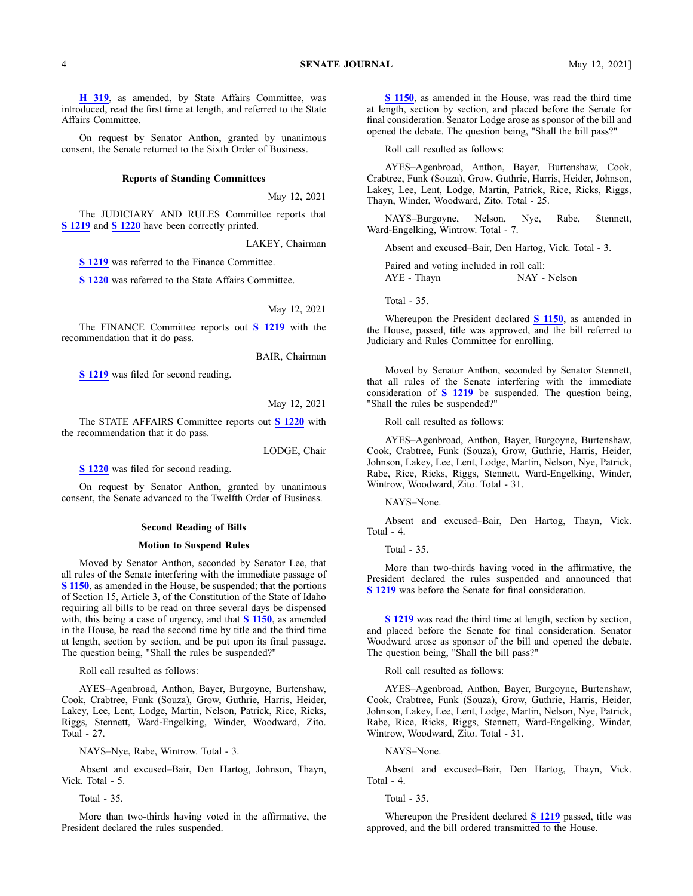**H 319**, as amended, by State Affairs Committee, was introduced, read the first time at length, and referred to the State Affairs Committee.

On request by Senator Anthon, granted by unanimous consent, the Senate returned to the Sixth Order of Business.

### Reports of Standing Committees

May 12, 2021

The JUDICIARY AND RULES Committee reports that **S 1219** and **S 1220** have been correctly printed.

LAKEY, Chairman

**S 1219** was referred to the Finance Committee.

**S 1220** was referred to the State Affairs Committee.

May 12, 2021

The FINANCE Committee reports out **S 1219** with the recommendation that it do pass.

BAIR, Chairman

**S 1219** was filed for second reading.

May 12, 2021

The STATE AFFAIRS Committee reports out **S 1220** with the recommendation that it do pass.

LODGE, Chair

**S 1220** was filed for second reading.

On request by Senator Anthon, granted by unanimous consent, the Senate advanced to the Twelfth Order of Business.

### Second Reading of Bills

### Motion to Suspend Rules

Moved by Senator Anthon, seconded by Senator Lee, that all rules of the Senate interfering with the immediate passage of **S 1150**, as amended in the House, be suspended; that the portions of Section 15, Article 3, of the Constitution of the State of Idaho requiring all bills to be read on three several days be dispensed with, this being a case of urgency, and that **S 1150**, as amended in the House, be read the second time by title and the third time at length, section by section, and be put upon its final passage. The question being, "Shall the rules be suspended?"

Roll call resulted as follows:

AYES–Agenbroad, Anthon, Bayer, Burgoyne, Burtenshaw, Cook, Crabtree, Funk (Souza), Grow, Guthrie, Harris, Heider, Lakey, Lee, Lent, Lodge, Martin, Nelson, Patrick, Rice, Ricks, Riggs, Stennett, Ward-Engelking, Winder, Woodward, Zito. Total - 27.

NAYS–Nye, Rabe, Wintrow. Total - 3.

Absent and excused–Bair, Den Hartog, Johnson, Thayn, Vick. Total - 5.

Total - 35.

More than two-thirds having voted in the affirmative, the President declared the rules suspended.

**S 1150**, as amended in the House, was read the third time at length, section by section, and placed before the Senate for final consideration. Senator Lodge arose as sponsor of the bill and opened the debate. The question being, "Shall the bill pass?"

Roll call resulted as follows:

AYES–Agenbroad, Anthon, Bayer, Burtenshaw, Cook, Crabtree, Funk (Souza), Grow, Guthrie, Harris, Heider, Johnson, Lakey, Lee, Lent, Lodge, Martin, Patrick, Rice, Ricks, Riggs, Thayn, Winder, Woodward, Zito. Total - 25.

NAYS–Burgoyne, Nelson, Nye, Rabe, Stennett, Ward-Engelking, Wintrow. Total - 7.

Absent and excused–Bair, Den Hartog, Vick. Total - 3.

Paired and voting included in roll call:
AYE - Thayn NAY - Nelson

Total - 35.

Whereupon the President declared **S 1150**, as amended in the House, passed, title was approved, and the bill referred to Judiciary and Rules Committee for enrolling.

Moved by Senator Anthon, seconded by Senator Stennett, that all rules of the Senate interfering with the immediate consideration of **S 1219** be suspended. The question being, "Shall the rules be suspended?"

Roll call resulted as follows:

AYES–Agenbroad, Anthon, Bayer, Burgoyne, Burtenshaw, Cook, Crabtree, Funk (Souza), Grow, Guthrie, Harris, Heider, Johnson, Lakey, Lee, Lent, Lodge, Martin, Nelson, Nye, Patrick, Rabe, Rice, Ricks, Riggs, Stennett, Ward-Engelking, Winder, Wintrow, Woodward, Zito. Total - 31.

NAYS–None.

Absent and excused–Bair, Den Hartog, Thayn, Vick. Total - 4.

Total - 35.

More than two-thirds having voted in the affirmative, the President declared the rules suspended and announced that **S 1219** was before the Senate for final consideration.

**S 1219** was read the third time at length, section by section, and placed before the Senate for final consideration. Senator Woodward arose as sponsor of the bill and opened the debate. The question being, "Shall the bill pass?"

Roll call resulted as follows:

AYES–Agenbroad, Anthon, Bayer, Burgoyne, Burtenshaw, Cook, Crabtree, Funk (Souza), Grow, Guthrie, Harris, Heider, Johnson, Lakey, Lee, Lent, Lodge, Martin, Nelson, Nye, Patrick, Rabe, Rice, Ricks, Riggs, Stennett, Ward-Engelking, Winder, Wintrow, Woodward, Zito. Total - 31.

NAYS–None.

Absent and excused–Bair, Den Hartog, Thayn, Vick. Total - 4.

Total - 35.

Whereupon the President declared **S 1219** passed, title was approved, and the bill ordered transmitted to the House.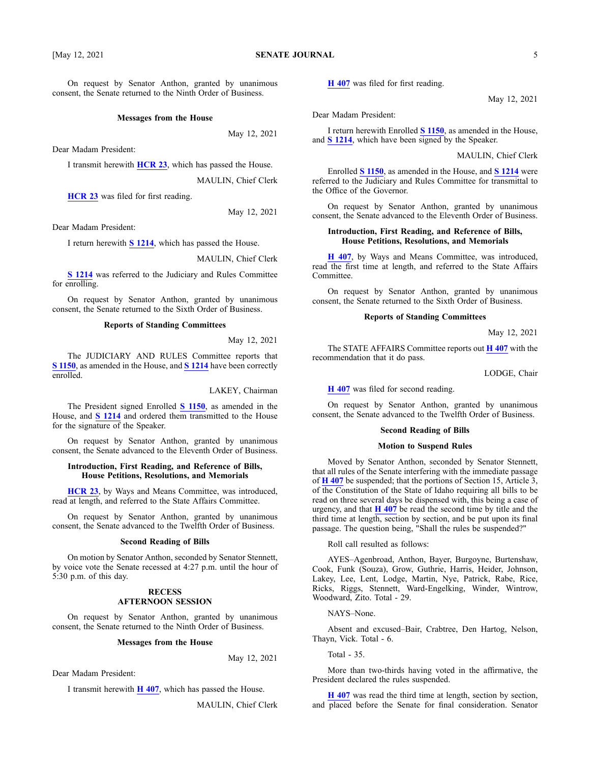On request by Senator Anthon, granted by unanimous consent, the Senate returned to the Ninth Order of Business.

### Messages from the House

May 12, 2021

Dear Madam President:

I transmit herewith **HCR 23**, which has passed the House.

MAULIN, Chief Clerk

**HCR 23** was filed for first reading.

May 12, 2021

Dear Madam President:

I return herewith **S 1214**, which has passed the House.

MAULIN, Chief Clerk

**S 1214** was referred to the Judiciary and Rules Committee for enrolling.

On request by Senator Anthon, granted by unanimous consent, the Senate returned to the Sixth Order of Business.

### Reports of Standing Committees

May 12, 2021

The JUDICIARY AND RULES Committee reports that **S 1150**, as amended in the House, and **S 1214** have been correctly enrolled.

LAKEY, Chairman

The President signed Enrolled **S 1150**, as amended in the House, and **S 1214** and ordered them transmitted to the House for the signature of the Speaker.

On request by Senator Anthon, granted by unanimous consent, the Senate advanced to the Eleventh Order of Business.

### Introduction, First Reading, and Reference of Bills, House Petitions, Resolutions, and Memorials

**HCR 23**, by Ways and Means Committee, was introduced, read at length, and referred to the State Affairs Committee.

On request by Senator Anthon, granted by unanimous consent, the Senate advanced to the Twelfth Order of Business.

### Second Reading of Bills

On motion by Senator Anthon, seconded by Senator Stennett, by voice vote the Senate recessed at 4:27 p.m. until the hour of 5:30 p.m. of this day.

### RECESS
### AFTERNOON SESSION

On request by Senator Anthon, granted by unanimous consent, the Senate returned to the Ninth Order of Business.

### Messages from the House

May 12, 2021

Dear Madam President:

I transmit herewith **H 407**, which has passed the House.

MAULIN, Chief Clerk

**H 407** was filed for first reading.

May 12, 2021

Dear Madam President:

I return herewith Enrolled **S 1150**, as amended in the House, and **S 1214**, which have been signed by the Speaker.

MAULIN, Chief Clerk

Enrolled **S 1150**, as amended in the House, and **S 1214** were referred to the Judiciary and Rules Committee for transmittal to the Office of the Governor.

On request by Senator Anthon, granted by unanimous consent, the Senate advanced to the Eleventh Order of Business.

### Introduction, First Reading, and Reference of Bills, House Petitions, Resolutions, and Memorials

**H 407**, by Ways and Means Committee, was introduced, read the first time at length, and referred to the State Affairs Committee.

On request by Senator Anthon, granted by unanimous consent, the Senate returned to the Sixth Order of Business.

### Reports of Standing Committees

May 12, 2021

The STATE AFFAIRS Committee reports out **H 407** with the recommendation that it do pass.

LODGE, Chair

**H 407** was filed for second reading.

On request by Senator Anthon, granted by unanimous consent, the Senate advanced to the Twelfth Order of Business.

### Second Reading of Bills

### Motion to Suspend Rules

Moved by Senator Anthon, seconded by Senator Stennett, that all rules of the Senate interfering with the immediate passage of **H 407** be suspended; that the portions of Section 15, Article 3, of the Constitution of the State of Idaho requiring all bills to be read on three several days be dispensed with, this being a case of urgency, and that **H 407** be read the second time by title and the third time at length, section by section, and be put upon its final passage. The question being, "Shall the rules be suspended?"

Roll call resulted as follows:

AYES–Agenbroad, Anthon, Bayer, Burgoyne, Burtenshaw, Cook, Funk (Souza), Grow, Guthrie, Harris, Heider, Johnson, Lakey, Lee, Lent, Lodge, Martin, Nye, Patrick, Rabe, Rice, Ricks, Riggs, Stennett, Ward-Engelking, Winder, Wintrow, Woodward, Zito. Total - 29.

NAYS–None.

Absent and excused–Bair, Crabtree, Den Hartog, Nelson, Thayn, Vick. Total - 6.

Total - 35.

More than two-thirds having voted in the affirmative, the President declared the rules suspended.

**H 407** was read the third time at length, section by section, and placed before the Senate for final consideration. Senator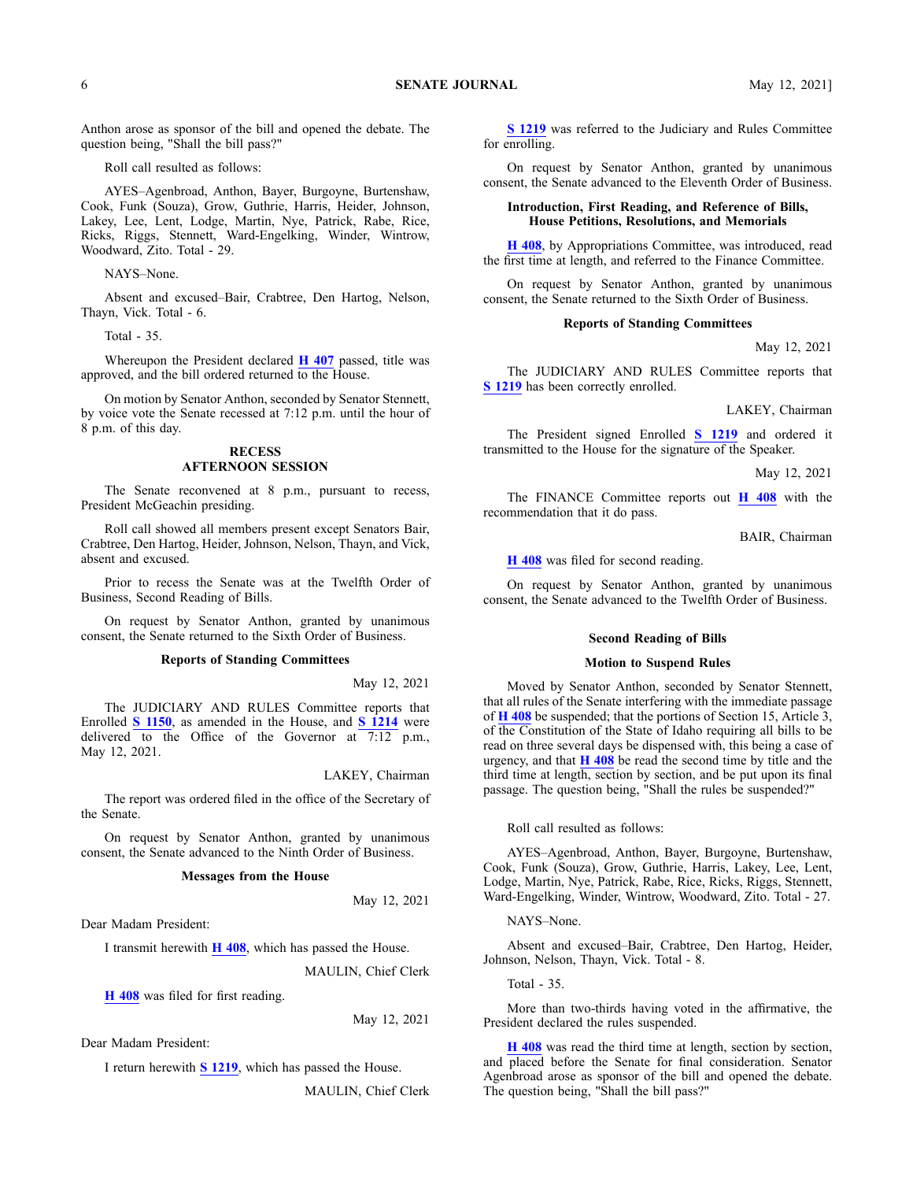Anthon arose as sponsor of the bill and opened the debate. The question being, "Shall the bill pass?"

Roll call resulted as follows:

AYES–Agenbroad, Anthon, Bayer, Burgoyne, Burtenshaw, Cook, Funk (Souza), Grow, Guthrie, Harris, Heider, Johnson, Lakey, Lee, Lent, Lodge, Martin, Nye, Patrick, Rabe, Rice, Ricks, Riggs, Stennett, Ward-Engelking, Winder, Wintrow, Woodward, Zito. Total - 29.

NAYS–None.

Absent and excused–Bair, Crabtree, Den Hartog, Nelson, Thayn, Vick. Total - 6.

Total - 35.

Whereupon the President declared **H 407** passed, title was approved, and the bill ordered returned to the House.

On motion by Senator Anthon, seconded by Senator Stennett, by voice vote the Senate recessed at 7:12 p.m. until the hour of 8 p.m. of this day.

**RECESS**
**AFTERNOON SESSION**

The Senate reconvened at 8 p.m., pursuant to recess, President McGeachin presiding.

Roll call showed all members present except Senators Bair, Crabtree, Den Hartog, Heider, Johnson, Nelson, Thayn, and Vick, absent and excused.

Prior to recess the Senate was at the Twelfth Order of Business, Second Reading of Bills.

On request by Senator Anthon, granted by unanimous consent, the Senate returned to the Sixth Order of Business.

**Reports of Standing Committees**

May 12, 2021

The JUDICIARY AND RULES Committee reports that Enrolled **S 1150**, as amended in the House, and **S 1214** were delivered to the Office of the Governor at 7:12 p.m., May 12, 2021.

LAKEY, Chairman

The report was ordered filed in the office of the Secretary of the Senate.

On request by Senator Anthon, granted by unanimous consent, the Senate advanced to the Ninth Order of Business.

**Messages from the House**

May 12, 2021

Dear Madam President:

I transmit herewith **H 408**, which has passed the House.

MAULIN, Chief Clerk

**H 408** was filed for first reading.

May 12, 2021

Dear Madam President:

I return herewith **S 1219**, which has passed the House.

MAULIN, Chief Clerk

**S 1219** was referred to the Judiciary and Rules Committee for enrolling.

On request by Senator Anthon, granted by unanimous consent, the Senate advanced to the Eleventh Order of Business.

**Introduction, First Reading, and Reference of Bills, House Petitions, Resolutions, and Memorials**

**H 408**, by Appropriations Committee, was introduced, read the first time at length, and referred to the Finance Committee.

On request by Senator Anthon, granted by unanimous consent, the Senate returned to the Sixth Order of Business.

**Reports of Standing Committees**

May 12, 2021

The JUDICIARY AND RULES Committee reports that **S 1219** has been correctly enrolled.

LAKEY, Chairman

The President signed Enrolled **S 1219** and ordered it transmitted to the House for the signature of the Speaker.

May 12, 2021

The FINANCE Committee reports out **H 408** with the recommendation that it do pass.

BAIR, Chairman

**H 408** was filed for second reading.

On request by Senator Anthon, granted by unanimous consent, the Senate advanced to the Twelfth Order of Business.

**Second Reading of Bills**

**Motion to Suspend Rules**

Moved by Senator Anthon, seconded by Senator Stennett, that all rules of the Senate interfering with the immediate passage of **H 408** be suspended; that the portions of Section 15, Article 3, of the Constitution of the State of Idaho requiring all bills to be read on three several days be dispensed with, this being a case of urgency, and that **H 408** be read the second time by title and the third time at length, section by section, and be put upon its final passage. The question being, "Shall the rules be suspended?"

Roll call resulted as follows:

AYES–Agenbroad, Anthon, Bayer, Burgoyne, Burtenshaw, Cook, Funk (Souza), Grow, Guthrie, Harris, Lakey, Lee, Lent, Lodge, Martin, Nye, Patrick, Rabe, Rice, Ricks, Riggs, Stennett, Ward-Engelking, Winder, Wintrow, Woodward, Zito. Total - 27.

NAYS–None.

Absent and excused–Bair, Crabtree, Den Hartog, Heider, Johnson, Nelson, Thayn, Vick. Total - 8.

Total - 35.

More than two-thirds having voted in the affirmative, the President declared the rules suspended.

**H 408** was read the third time at length, section by section, and placed before the Senate for final consideration. Senator Agenbroad arose as sponsor of the bill and opened the debate. The question being, "Shall the bill pass?"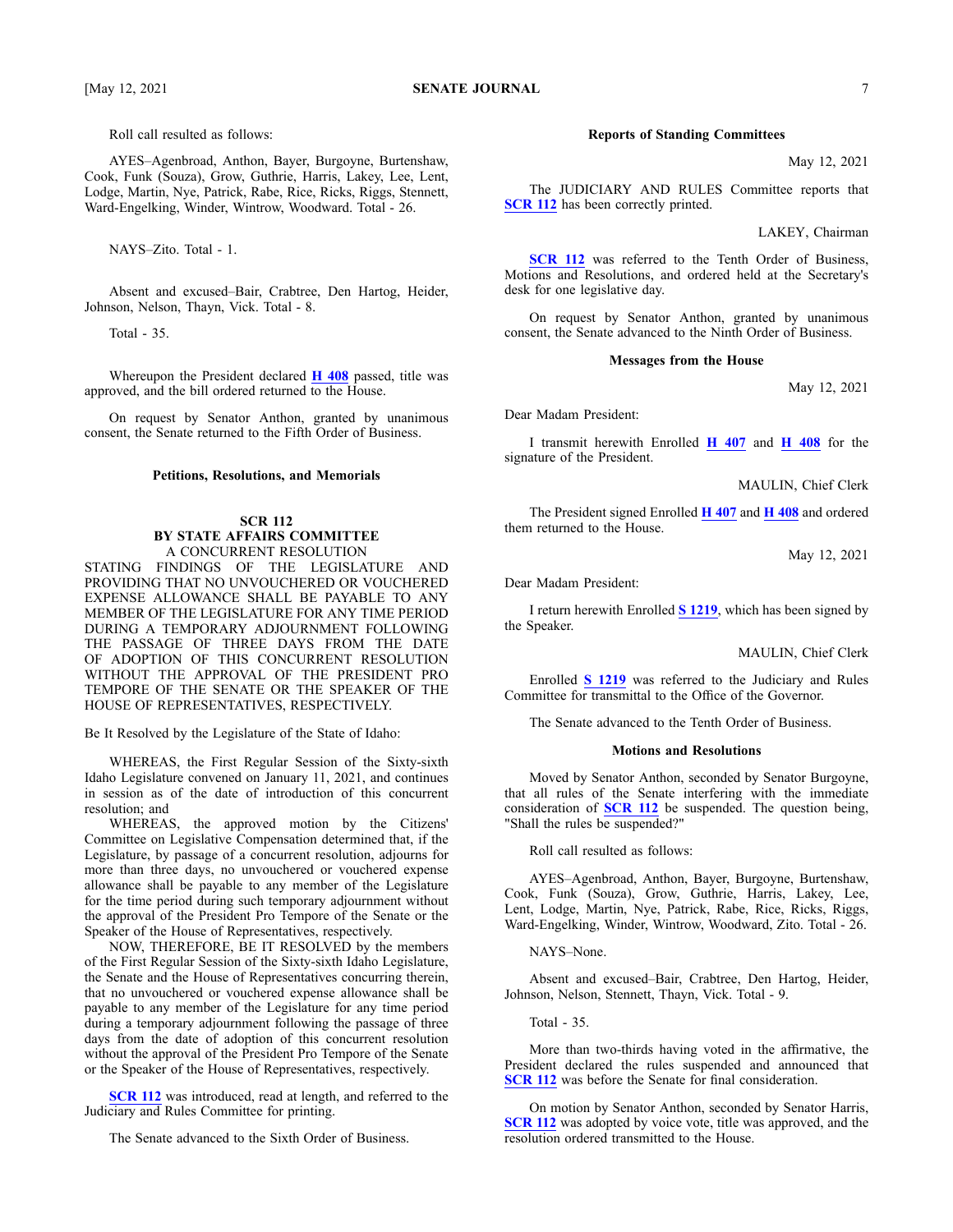Roll call resulted as follows:

AYES–Agenbroad, Anthon, Bayer, Burgoyne, Burtenshaw, Cook, Funk (Souza), Grow, Guthrie, Harris, Lakey, Lee, Lent, Lodge, Martin, Nye, Patrick, Rabe, Rice, Ricks, Riggs, Stennett, Ward-Engelking, Winder, Wintrow, Woodward. Total - 26.

NAYS–Zito. Total - 1.

Absent and excused–Bair, Crabtree, Den Hartog, Heider, Johnson, Nelson, Thayn, Vick. Total - 8.

Total - 35.

Whereupon the President declared **H 408** passed, title was approved, and the bill ordered returned to the House.

On request by Senator Anthon, granted by unanimous consent, the Senate returned to the Fifth Order of Business.

### Petitions, Resolutions, and Memorials

**SCR 112**
**BY STATE AFFAIRS COMMITTEE**
A CONCURRENT RESOLUTION
STATING FINDINGS OF THE LEGISLATURE AND PROVIDING THAT NO UNVOUCHERED OR VOUCHERED EXPENSE ALLOWANCE SHALL BE PAYABLE TO ANY MEMBER OF THE LEGISLATURE FOR ANY TIME PERIOD DURING A TEMPORARY ADJOURNMENT FOLLOWING THE PASSAGE OF THREE DAYS FROM THE DATE OF ADOPTION OF THIS CONCURRENT RESOLUTION WITHOUT THE APPROVAL OF THE PRESIDENT PRO TEMPORE OF THE SENATE OR THE SPEAKER OF THE HOUSE OF REPRESENTATIVES, RESPECTIVELY.

Be It Resolved by the Legislature of the State of Idaho:

WHEREAS, the First Regular Session of the Sixty-sixth Idaho Legislature convened on January 11, 2021, and continues in session as of the date of introduction of this concurrent resolution; and

WHEREAS, the approved motion by the Citizens' Committee on Legislative Compensation determined that, if the Legislature, by passage of a concurrent resolution, adjourns for more than three days, no unvouchered or vouchered expense allowance shall be payable to any member of the Legislature for the time period during such temporary adjournment without the approval of the President Pro Tempore of the Senate or the Speaker of the House of Representatives, respectively.

NOW, THEREFORE, BE IT RESOLVED by the members of the First Regular Session of the Sixty-sixth Idaho Legislature, the Senate and the House of Representatives concurring therein, that no unvouchered or vouchered expense allowance shall be payable to any member of the Legislature for any time period during a temporary adjournment following the passage of three days from the date of adoption of this concurrent resolution without the approval of the President Pro Tempore of the Senate or the Speaker of the House of Representatives, respectively.

**SCR 112** was introduced, read at length, and referred to the Judiciary and Rules Committee for printing.

The Senate advanced to the Sixth Order of Business.

### Reports of Standing Committees

May 12, 2021

The JUDICIARY AND RULES Committee reports that **SCR 112** has been correctly printed.

LAKEY, Chairman

**SCR 112** was referred to the Tenth Order of Business, Motions and Resolutions, and ordered held at the Secretary's desk for one legislative day.

On request by Senator Anthon, granted by unanimous consent, the Senate advanced to the Ninth Order of Business.

### Messages from the House

May 12, 2021

Dear Madam President:

I transmit herewith Enrolled **H 407** and **H 408** for the signature of the President.

MAULIN, Chief Clerk

The President signed Enrolled **H 407** and **H 408** and ordered them returned to the House.

May 12, 2021

Dear Madam President:

I return herewith Enrolled **S 1219**, which has been signed by the Speaker.

MAULIN, Chief Clerk

Enrolled **S 1219** was referred to the Judiciary and Rules Committee for transmittal to the Office of the Governor.

The Senate advanced to the Tenth Order of Business.

### Motions and Resolutions

Moved by Senator Anthon, seconded by Senator Burgoyne, that all rules of the Senate interfering with the immediate consideration of **SCR 112** be suspended. The question being, "Shall the rules be suspended?"

Roll call resulted as follows:

AYES–Agenbroad, Anthon, Bayer, Burgoyne, Burtenshaw, Cook, Funk (Souza), Grow, Guthrie, Harris, Lakey, Lee, Lent, Lodge, Martin, Nye, Patrick, Rabe, Rice, Ricks, Riggs, Ward-Engelking, Winder, Wintrow, Woodward, Zito. Total - 26.

NAYS–None.

Absent and excused–Bair, Crabtree, Den Hartog, Heider, Johnson, Nelson, Stennett, Thayn, Vick. Total - 9.

Total - 35.

More than two-thirds having voted in the affirmative, the President declared the rules suspended and announced that **SCR 112** was before the Senate for final consideration.

On motion by Senator Anthon, seconded by Senator Harris, **SCR 112** was adopted by voice vote, title was approved, and the resolution ordered transmitted to the House.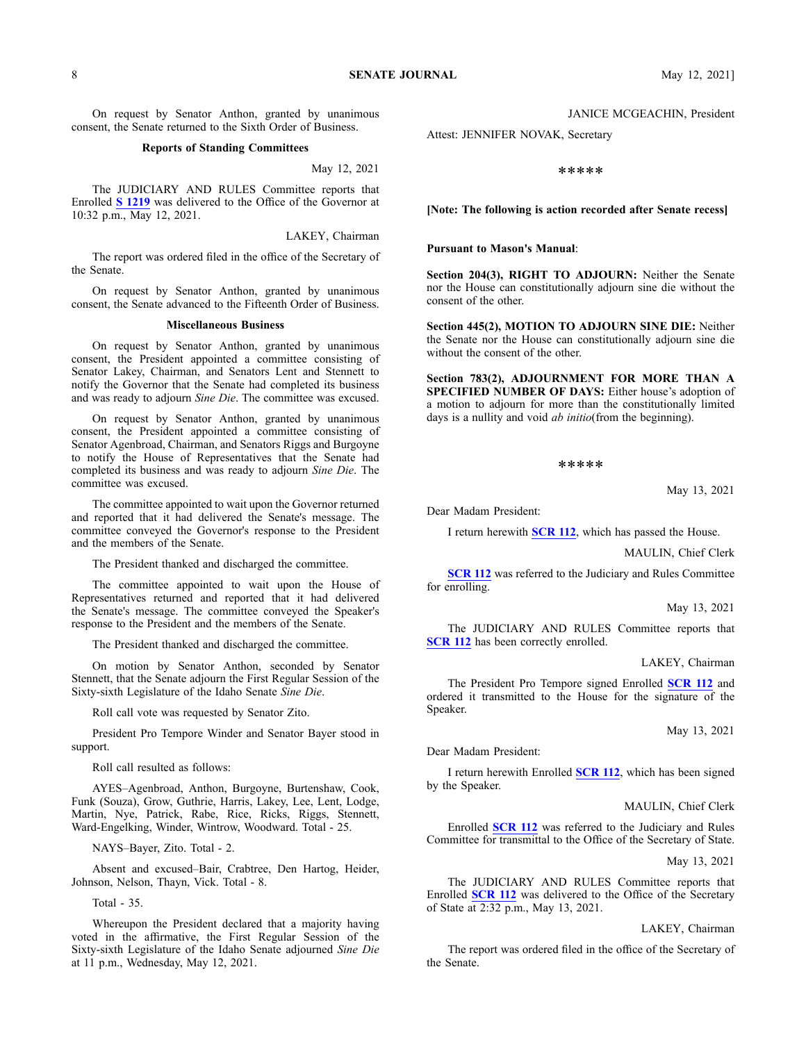On request by Senator Anthon, granted by unanimous consent, the Senate returned to the Sixth Order of Business.

**Reports of Standing Committees**

May 12, 2021

The JUDICIARY AND RULES Committee reports that Enrolled **S 1219** was delivered to the Office of the Governor at 10:32 p.m., May 12, 2021.

LAKEY, Chairman

The report was ordered filed in the office of the Secretary of the Senate.

On request by Senator Anthon, granted by unanimous consent, the Senate advanced to the Fifteenth Order of Business.

**Miscellaneous Business**

On request by Senator Anthon, granted by unanimous consent, the President appointed a committee consisting of Senator Lakey, Chairman, and Senators Lent and Stennett to notify the Governor that the Senate had completed its business and was ready to adjourn *Sine Die*. The committee was excused.

On request by Senator Anthon, granted by unanimous consent, the President appointed a committee consisting of Senator Agenbroad, Chairman, and Senators Riggs and Burgoyne to notify the House of Representatives that the Senate had completed its business and was ready to adjourn *Sine Die*. The committee was excused.

The committee appointed to wait upon the Governor returned and reported that it had delivered the Senate's message. The committee conveyed the Governor's response to the President and the members of the Senate.

The President thanked and discharged the committee.

The committee appointed to wait upon the House of Representatives returned and reported that it had delivered the Senate's message. The committee conveyed the Speaker's response to the President and the members of the Senate.

The President thanked and discharged the committee.

On motion by Senator Anthon, seconded by Senator Stennett, that the Senate adjourn the First Regular Session of the Sixty-sixth Legislature of the Idaho Senate *Sine Die*.

Roll call vote was requested by Senator Zito.

President Pro Tempore Winder and Senator Bayer stood in support.

Roll call resulted as follows:

AYES–Agenbroad, Anthon, Burgoyne, Burtenshaw, Cook, Funk (Souza), Grow, Guthrie, Harris, Lakey, Lee, Lent, Lodge, Martin, Nye, Patrick, Rabe, Rice, Ricks, Riggs, Stennett, Ward-Engelking, Winder, Wintrow, Woodward. Total - 25.

NAYS–Bayer, Zito. Total - 2.

Absent and excused–Bair, Crabtree, Den Hartog, Heider, Johnson, Nelson, Thayn, Vick. Total - 8.

Total - 35.

Whereupon the President declared that a majority having voted in the affirmative, the First Regular Session of the Sixty-sixth Legislature of the Idaho Senate adjourned *Sine Die* at 11 p.m., Wednesday, May 12, 2021.

JANICE MCGEACHIN, President

Attest: JENNIFER NOVAK, Secretary

\*\*\*\*\*

**[Note: The following is action recorded after Senate recess]**

**Pursuant to Mason's Manual**:

**Section 204(3), RIGHT TO ADJOURN:** Neither the Senate nor the House can constitutionally adjourn sine die without the consent of the other.

**Section 445(2), MOTION TO ADJOURN SINE DIE:** Neither the Senate nor the House can constitutionally adjourn sine die without the consent of the other.

**Section 783(2), ADJOURNMENT FOR MORE THAN A SPECIFIED NUMBER OF DAYS:** Either house's adoption of a motion to adjourn for more than the constitutionally limited days is a nullity and void *ab initio*(from the beginning).

\*\*\*\*\*

May 13, 2021

Dear Madam President:

I return herewith **SCR 112**, which has passed the House.

MAULIN, Chief Clerk

**SCR 112** was referred to the Judiciary and Rules Committee for enrolling.

May 13, 2021

The JUDICIARY AND RULES Committee reports that **SCR 112** has been correctly enrolled.

LAKEY, Chairman

The President Pro Tempore signed Enrolled **SCR 112** and ordered it transmitted to the House for the signature of the Speaker.

May 13, 2021

Dear Madam President:

I return herewith Enrolled **SCR 112**, which has been signed by the Speaker.

MAULIN, Chief Clerk

Enrolled **SCR 112** was referred to the Judiciary and Rules Committee for transmittal to the Office of the Secretary of State.

May 13, 2021

The JUDICIARY AND RULES Committee reports that Enrolled **SCR 112** was delivered to the Office of the Secretary of State at 2:32 p.m., May 13, 2021.

LAKEY, Chairman

The report was ordered filed in the office of the Secretary of the Senate.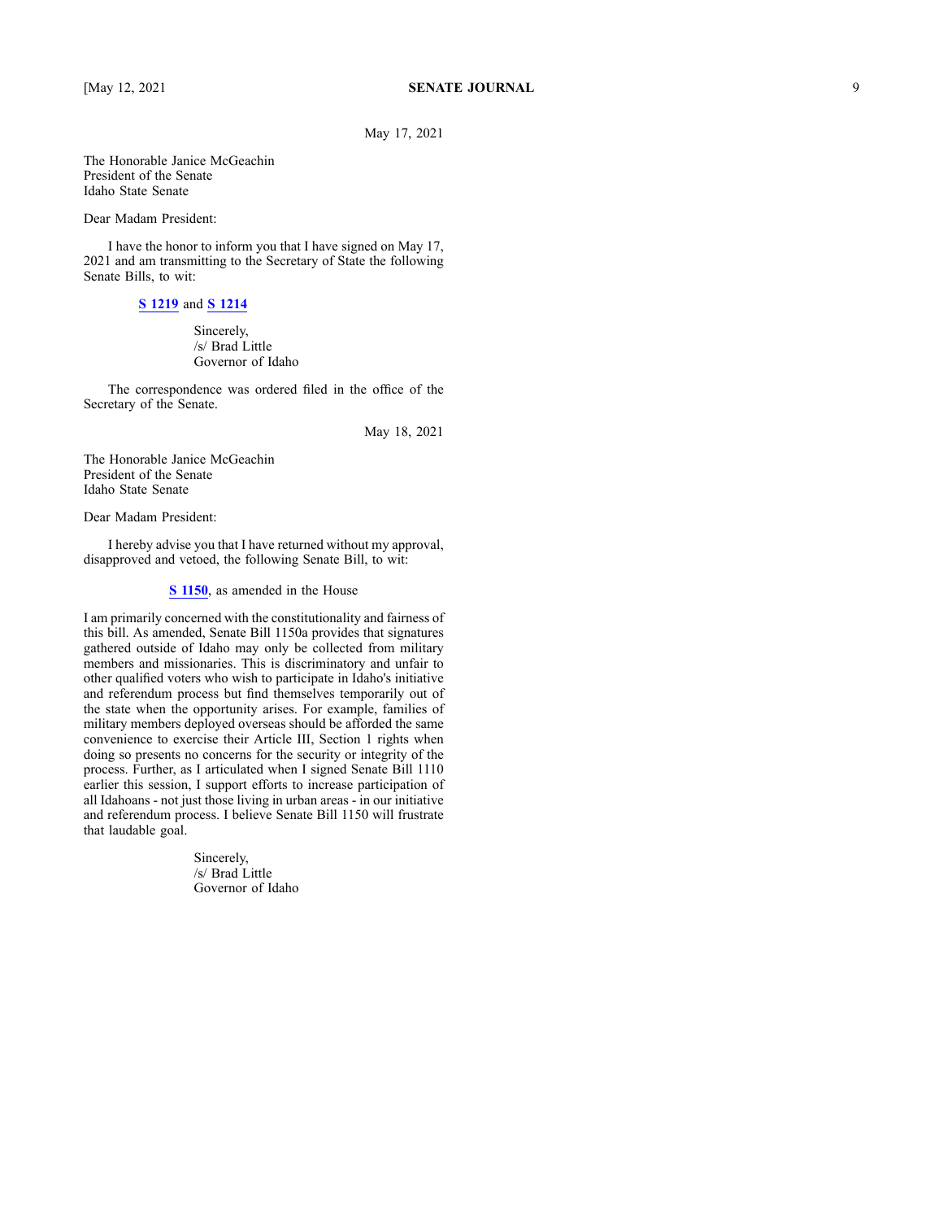May 17, 2021

The Honorable Janice McGeachin
President of the Senate
Idaho State Senate

Dear Madam President:

I have the honor to inform you that I have signed on May 17, 2021 and am transmitting to the Secretary of State the following Senate Bills, to wit:

**S 1219** and **S 1214**

Sincerely,
/s/ Brad Little
Governor of Idaho

The correspondence was ordered filed in the office of the Secretary of the Senate.

May 18, 2021

The Honorable Janice McGeachin
President of the Senate
Idaho State Senate

Dear Madam President:

I hereby advise you that I have returned without my approval, disapproved and vetoed, the following Senate Bill, to wit:

**S 1150**, as amended in the House

I am primarily concerned with the constitutionality and fairness of this bill. As amended, Senate Bill 1150a provides that signatures gathered outside of Idaho may only be collected from military members and missionaries. This is discriminatory and unfair to other qualified voters who wish to participate in Idaho's initiative and referendum process but find themselves temporarily out of the state when the opportunity arises. For example, families of military members deployed overseas should be afforded the same convenience to exercise their Article III, Section 1 rights when doing so presents no concerns for the security or integrity of the process. Further, as I articulated when I signed Senate Bill 1110 earlier this session, I support efforts to increase participation of all Idahoans - not just those living in urban areas - in our initiative and referendum process. I believe Senate Bill 1150 will frustrate that laudable goal.

Sincerely,
/s/ Brad Little
Governor of Idaho